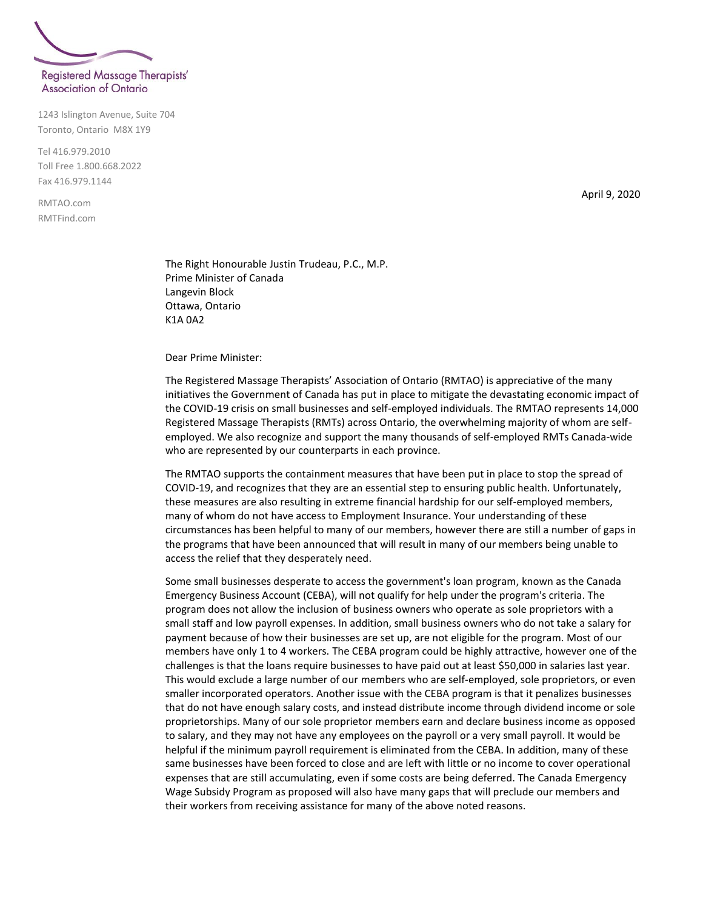Registered Massage Therapists' Association of Ontario

1243 Islington Avenue, Suite 704
Toronto, Ontario M8X 1Y9

Tel 416.979.2010
Toll Free 1.800.668.2022
Fax 416.979.1144

RMTAO.com
RMTFind.com

April 9, 2020

The Right Honourable Justin Trudeau, P.C., M.P.
Prime Minister of Canada
Langevin Block
Ottawa, Ontario
K1A 0A2

Dear Prime Minister:

The Registered Massage Therapists' Association of Ontario (RMTAO) is appreciative of the many initiatives the Government of Canada has put in place to mitigate the devastating economic impact of the COVID-19 crisis on small businesses and self-employed individuals. The RMTAO represents 14,000 Registered Massage Therapists (RMTs) across Ontario, the overwhelming majority of whom are self-employed. We also recognize and support the many thousands of self-employed RMTs Canada-wide who are represented by our counterparts in each province.

The RMTAO supports the containment measures that have been put in place to stop the spread of COVID-19, and recognizes that they are an essential step to ensuring public health. Unfortunately, these measures are also resulting in extreme financial hardship for our self-employed members, many of whom do not have access to Employment Insurance. Your understanding of these circumstances has been helpful to many of our members, however there are still a number of gaps in the programs that have been announced that will result in many of our members being unable to access the relief that they desperately need.

Some small businesses desperate to access the government's loan program, known as the Canada Emergency Business Account (CEBA), will not qualify for help under the program's criteria. The program does not allow the inclusion of business owners who operate as sole proprietors with a small staff and low payroll expenses. In addition, small business owners who do not take a salary for payment because of how their businesses are set up, are not eligible for the program. Most of our members have only 1 to 4 workers. The CEBA program could be highly attractive, however one of the challenges is that the loans require businesses to have paid out at least $50,000 in salaries last year. This would exclude a large number of our members who are self-employed, sole proprietors, or even smaller incorporated operators. Another issue with the CEBA program is that it penalizes businesses that do not have enough salary costs, and instead distribute income through dividend income or sole proprietorships. Many of our sole proprietor members earn and declare business income as opposed to salary, and they may not have any employees on the payroll or a very small payroll. It would be helpful if the minimum payroll requirement is eliminated from the CEBA. In addition, many of these same businesses have been forced to close and are left with little or no income to cover operational expenses that are still accumulating, even if some costs are being deferred. The Canada Emergency Wage Subsidy Program as proposed will also have many gaps that will preclude our members and their workers from receiving assistance for many of the above noted reasons.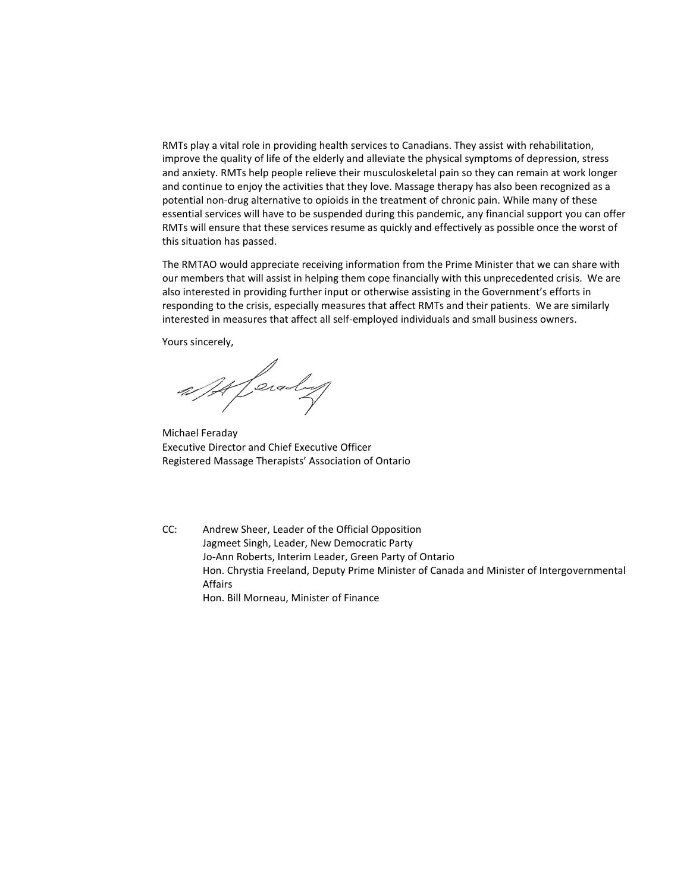RMTs play a vital role in providing health services to Canadians. They assist with rehabilitation, improve the quality of life of the elderly and alleviate the physical symptoms of depression, stress and anxiety. RMTs help people relieve their musculoskeletal pain so they can remain at work longer and continue to enjoy the activities that they love. Massage therapy has also been recognized as a potential non-drug alternative to opioids in the treatment of chronic pain. While many of these essential services will have to be suspended during this pandemic, any financial support you can offer RMTs will ensure that these services resume as quickly and effectively as possible once the worst of this situation has passed.

The RMTAO would appreciate receiving information from the Prime Minister that we can share with our members that will assist in helping them cope financially with this unprecedented crisis. We are also interested in providing further input or otherwise assisting in the Government's efforts in responding to the crisis, especially measures that affect RMTs and their patients. We are similarly interested in measures that affect all self-employed individuals and small business owners.

Yours sincerely,

Michael Feraday
Executive Director and Chief Executive Officer
Registered Massage Therapists' Association of Ontario

CC: Andrew Sheer, Leader of the Official Opposition
Jagmeet Singh, Leader, New Democratic Party
Jo-Ann Roberts, Interim Leader, Green Party of Ontario
Hon. Chrystia Freeland, Deputy Prime Minister of Canada and Minister of Intergovernmental Affairs
Hon. Bill Morneau, Minister of Finance